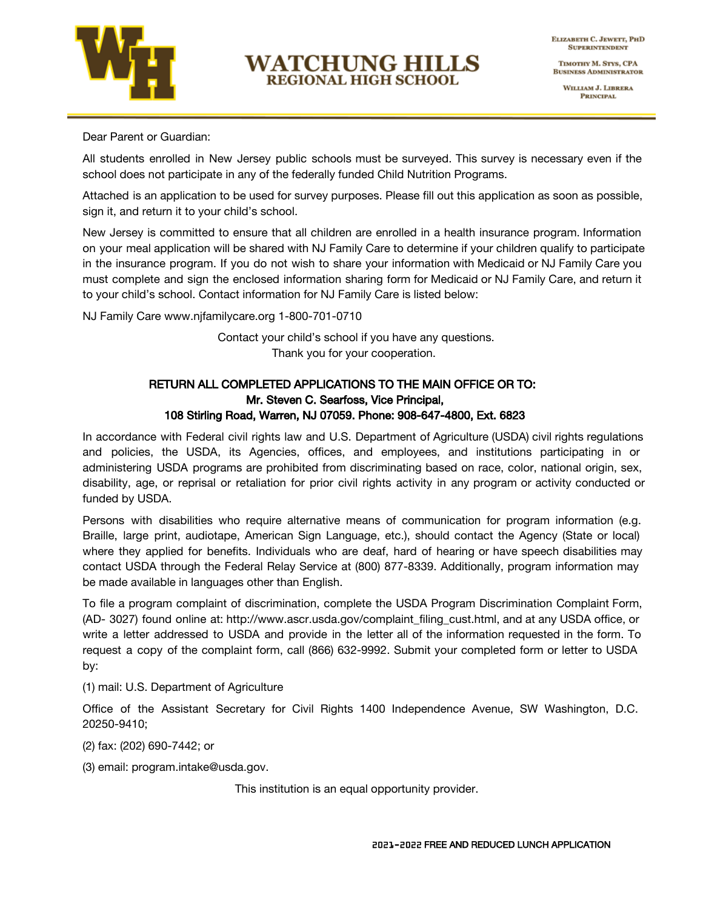# WATCHUNG HILLS REGIONAL HIGH SCHOOL

Elizabeth C. Jewett, PhD
Superintendent

Timothy M. Stys, CPA
Business Administrator

William J. Librera
Principal

Dear Parent or Guardian:

All students enrolled in New Jersey public schools must be surveyed. This survey is necessary even if the school does not participate in any of the federally funded Child Nutrition Programs.

Attached is an application to be used for survey purposes. Please fill out this application as soon as possible, sign it, and return it to your child's school.

New Jersey is committed to ensure that all children are enrolled in a health insurance program. Information on your meal application will be shared with NJ Family Care to determine if your children qualify to participate in the insurance program. If you do not wish to share your information with Medicaid or NJ Family Care you must complete and sign the enclosed information sharing form for Medicaid or NJ Family Care, and return it to your child's school. Contact information for NJ Family Care is listed below:

NJ Family Care www.njfamilycare.org 1-800-701-0710

Contact your child's school if you have any questions.
Thank you for your cooperation.

**RETURN ALL COMPLETED APPLICATIONS TO THE MAIN OFFICE OR TO:**
**Mr. Steven C. Searfoss, Vice Principal,**
**108 Stirling Road, Warren, NJ 07059. Phone: 908-647-4800, Ext. 6823**

In accordance with Federal civil rights law and U.S. Department of Agriculture (USDA) civil rights regulations and policies, the USDA, its Agencies, offices, and employees, and institutions participating in or administering USDA programs are prohibited from discriminating based on race, color, national origin, sex, disability, age, or reprisal or retaliation for prior civil rights activity in any program or activity conducted or funded by USDA.

Persons with disabilities who require alternative means of communication for program information (e.g. Braille, large print, audiotape, American Sign Language, etc.), should contact the Agency (State or local) where they applied for benefits. Individuals who are deaf, hard of hearing or have speech disabilities may contact USDA through the Federal Relay Service at (800) 877-8339. Additionally, program information may be made available in languages other than English.

To file a program complaint of discrimination, complete the USDA Program Discrimination Complaint Form, (AD- 3027) found online at: http://www.ascr.usda.gov/complaint_filing_cust.html, and at any USDA office, or write a letter addressed to USDA and provide in the letter all of the information requested in the form. To request a copy of the complaint form, call (866) 632-9992. Submit your completed form or letter to USDA by:

(1) mail: U.S. Department of Agriculture

Office of the Assistant Secretary for Civil Rights 1400 Independence Avenue, SW Washington, D.C. 20250-9410;

(2) fax: (202) 690-7442; or

(3) email: program.intake@usda.gov.

This institution is an equal opportunity provider.

2021-2022 FREE AND REDUCED LUNCH APPLICATION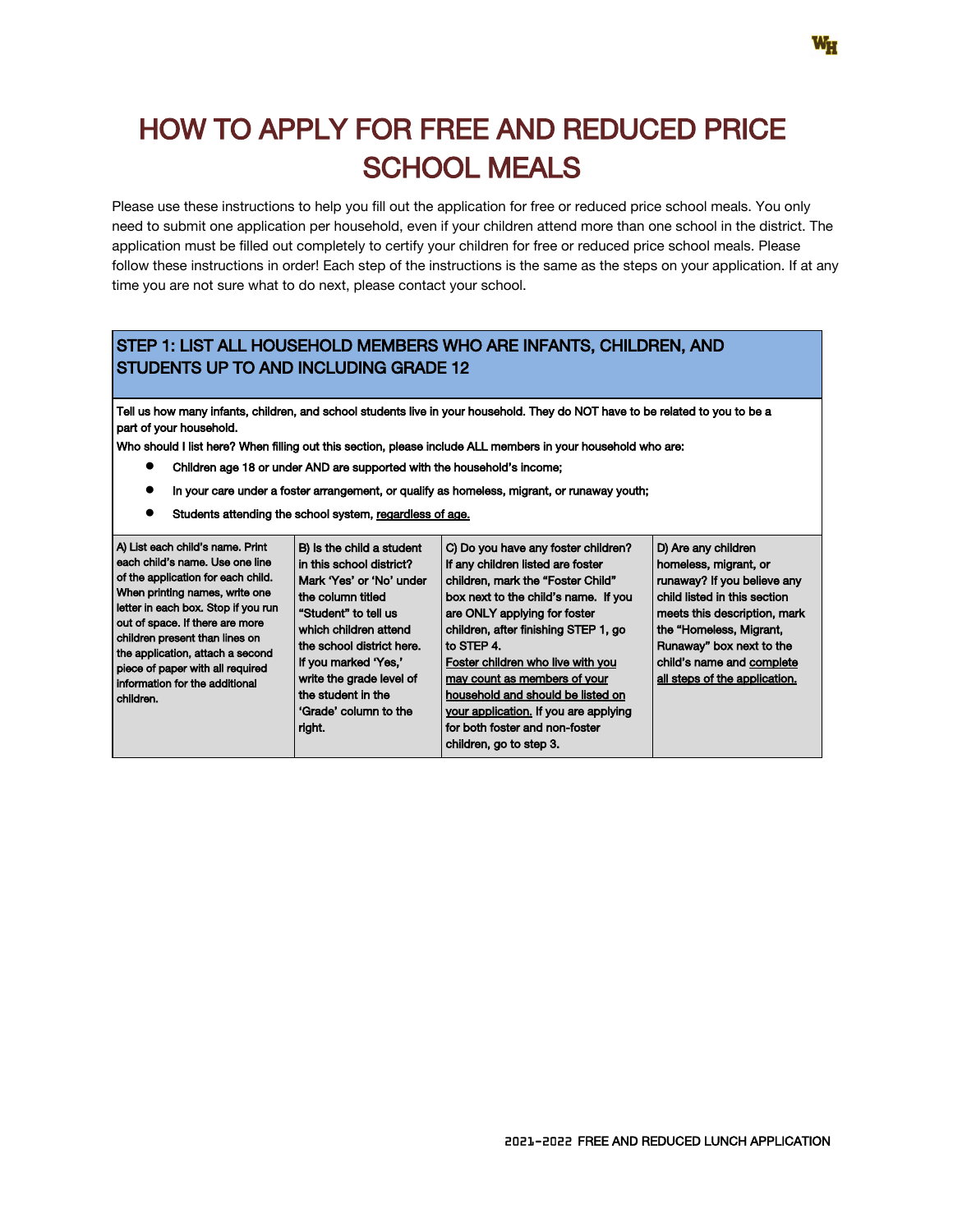// HOW TO APPLY FOR FREE AND REDUCED PRICE SCHOOL MEALS

# HOW TO APPLY FOR FREE AND REDUCED PRICE SCHOOL MEALS

Please use these instructions to help you fill out the application for free or reduced price school meals. You only need to submit one application per household, even if your children attend more than one school in the district. The application must be filled out completely to certify your children for free or reduced price school meals. Please follow these instructions in order! Each step of the instructions is the same as the steps on your application. If at any time you are not sure what to do next, please contact your school.

## STEP 1: LIST ALL HOUSEHOLD MEMBERS WHO ARE INFANTS, CHILDREN, AND STUDENTS UP TO AND INCLUDING GRADE 12

Tell us how many infants, children, and school students live in your household. They do NOT have to be related to you to be a part of your household.

Who should I list here? When filling out this section, please include ALL members in your household who are:

- Children age 18 or under AND are supported with the household's income;
- In your care under a foster arrangement, or qualify as homeless, migrant, or runaway youth;
- Students attending the school system, regardless of age.

| A) List each child's name. Print each child's name. Use one line of the application for each child. When printing names, write one letter in each box. Stop if you run out of space. If there are more children present than lines on the application, attach a second piece of paper with all required information for the additional children. | B) Is the child a student in this school district? Mark 'Yes' or 'No' under the column titled "Student" to tell us which children attend the school district here. If you marked 'Yes,' write the grade level of the student in the 'Grade' column to the right. | C) Do you have any foster children? If any children listed are foster children, mark the "Foster Child" box next to the child's name. If you are ONLY applying for foster children, after finishing STEP 1, go to STEP 4. Foster children who live with you may count as members of your household and should be listed on your application. If you are applying for both foster and non-foster children, go to step 3. | D) Are any children homeless, migrant, or runaway? If you believe any child listed in this section meets this description, mark the "Homeless, Migrant, Runaway" box next to the child's name and complete all steps of the application. |
|---|---|---|---|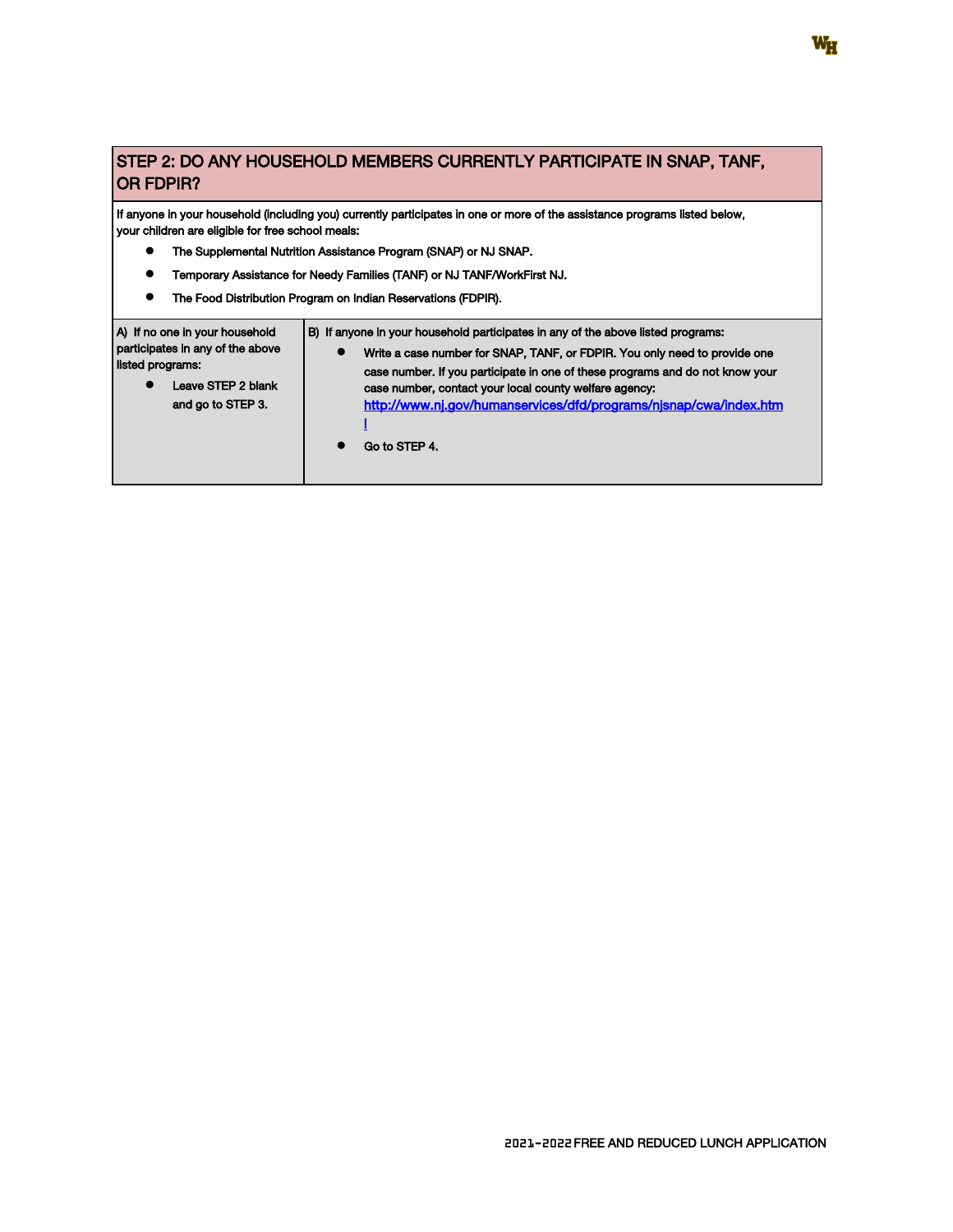## STEP 2: DO ANY HOUSEHOLD MEMBERS CURRENTLY PARTICIPATE IN SNAP, TANF, OR FDPIR?

If anyone in your household (including you) currently participates in one or more of the assistance programs listed below, your children are eligible for free school meals:

- The Supplemental Nutrition Assistance Program (SNAP) or NJ SNAP.
- Temporary Assistance for Needy Families (TANF) or NJ TANF/WorkFirst NJ.
- The Food Distribution Program on Indian Reservations (FDPIR).

| A) If no one in your household participates in any of the above listed programs: | B) If anyone in your household participates in any of the above listed programs: |
|---|---|
| • Leave STEP 2 blank and go to STEP 3. | • Write a case number for SNAP, TANF, or FDPIR. You only need to provide one case number. If you participate in one of these programs and do not know your case number, contact your local county welfare agency: http://www.nj.gov/humanservices/dfd/programs/njsnap/cwa/index.html <br> • Go to STEP 4. |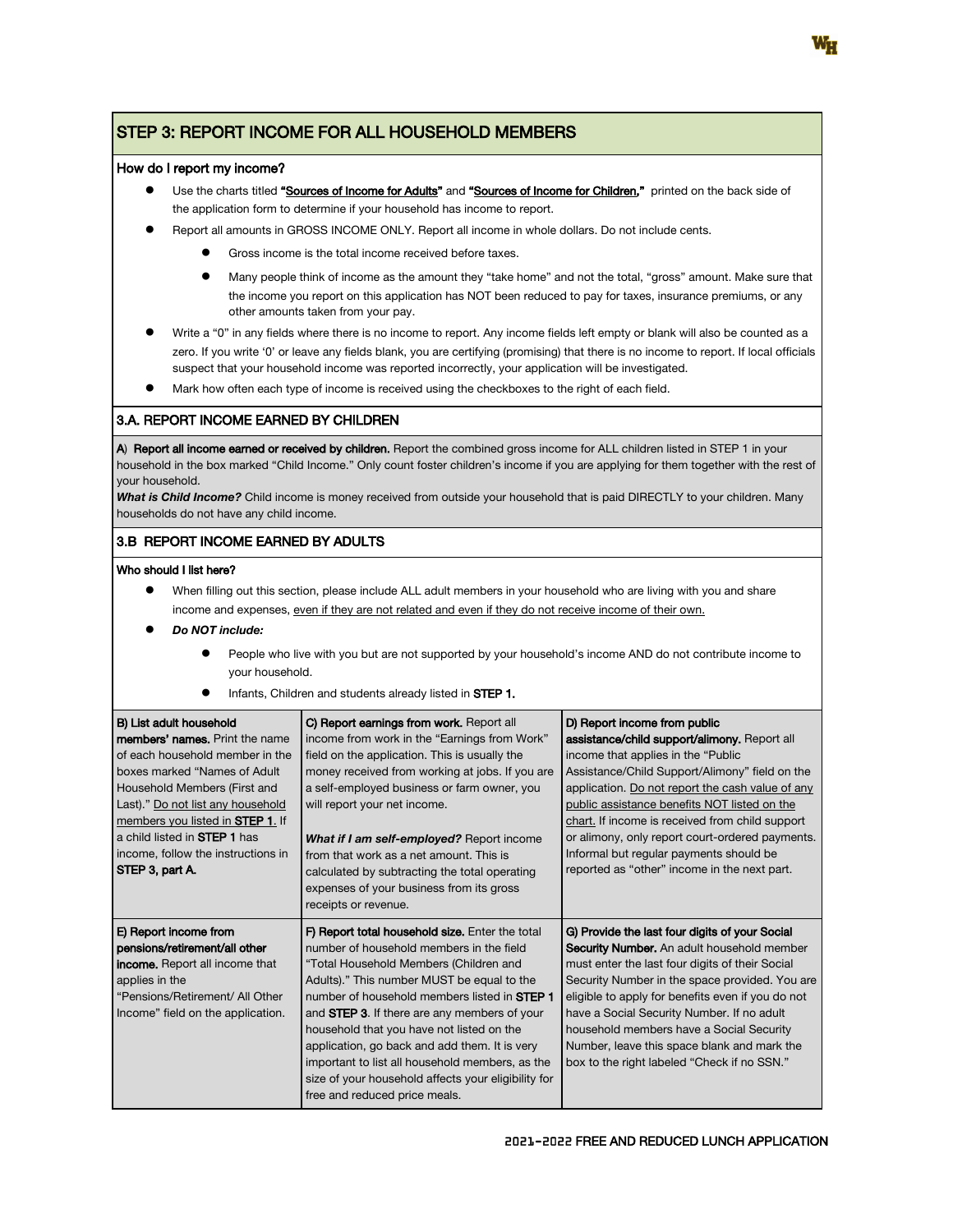## STEP 3: REPORT INCOME FOR ALL HOUSEHOLD MEMBERS

**How do I report my income?**

- Use the charts titled **"Sources of Income for Adults"** and **"Sources of Income for Children,"** printed on the back side of the application form to determine if your household has income to report.
- Report all amounts in GROSS INCOME ONLY. Report all income in whole dollars. Do not include cents.
  - Gross income is the total income received before taxes.
  - Many people think of income as the amount they "take home" and not the total, "gross" amount. Make sure that the income you report on this application has NOT been reduced to pay for taxes, insurance premiums, or any other amounts taken from your pay.
- Write a "0" in any fields where there is no income to report. Any income fields left empty or blank will also be counted as a zero. If you write '0' or leave any fields blank, you are certifying (promising) that there is no income to report. If local officials suspect that your household income was reported incorrectly, your application will be investigated.
- Mark how often each type of income is received using the checkboxes to the right of each field.

### 3.A. REPORT INCOME EARNED BY CHILDREN

A) **Report all income earned or received by children.** Report the combined gross income for ALL children listed in STEP 1 in your household in the box marked "Child Income." Only count foster children's income if you are applying for them together with the rest of your household.

***What is Child Income?*** Child income is money received from outside your household that is paid DIRECTLY to your children. Many households do not have any child income.

### 3.B REPORT INCOME EARNED BY ADULTS

**Who should I list here?**

- When filling out this section, please include ALL adult members in your household who are living with you and share income and expenses, even if they are not related and even if they do not receive income of their own.
- ***Do NOT include:***
  - People who live with you but are not supported by your household's income AND do not contribute income to your household.
  - Infants, Children and students already listed in **STEP 1.**

| | | |
|---|---|---|
| **B) List adult household members' names.** Print the name of each household member in the boxes marked "Names of Adult Household Members (First and Last)." Do not list any household members you listed in **STEP 1**. If a child listed in **STEP 1** has income, follow the instructions in **STEP 3, part A.** | **C) Report earnings from work.** Report all income from work in the "Earnings from Work" field on the application. This is usually the money received from working at jobs. If you are a self-employed business or farm owner, you will report your net income.<br><br>***What if I am self-employed?*** Report income from that work as a net amount. This is calculated by subtracting the total operating expenses of your business from its gross receipts or revenue. | **D) Report income from public assistance/child support/alimony.** Report all income that applies in the "Public Assistance/Child Support/Alimony" field on the application. Do not report the cash value of any public assistance benefits NOT listed on the chart. If income is received from child support or alimony, only report court-ordered payments. Informal but regular payments should be reported as "other" income in the next part. |
| **E) Report income from pensions/retirement/all other income.** Report all income that applies in the "Pensions/Retirement/ All Other Income" field on the application. | **F) Report total household size.** Enter the total number of household members in the field "Total Household Members (Children and Adults)." This number MUST be equal to the number of household members listed in **STEP 1** and **STEP 3**. If there are any members of your household that you have not listed on the application, go back and add them. It is very important to list all household members, as the size of your household affects your eligibility for free and reduced price meals. | **G) Provide the last four digits of your Social Security Number.** An adult household member must enter the last four digits of their Social Security Number in the space provided. You are eligible to apply for benefits even if you do not have a Social Security Number. If no adult household members have a Social Security Number, leave this space blank and mark the box to the right labeled "Check if no SSN." |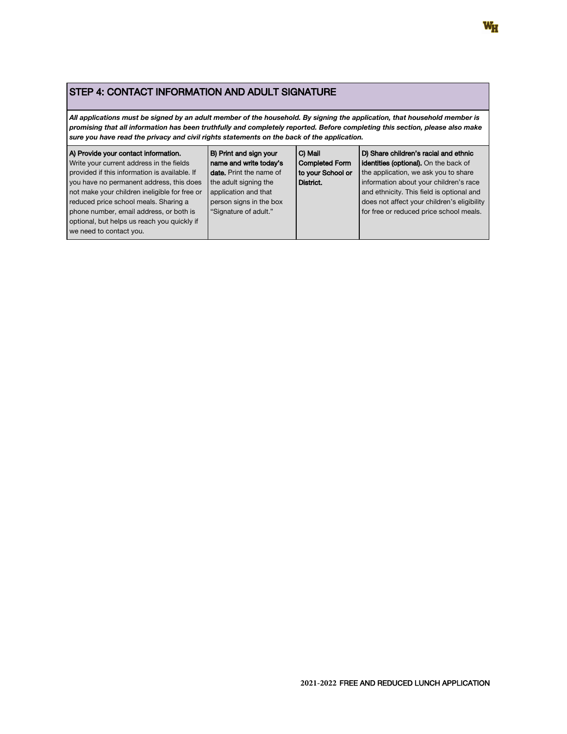## STEP 4: CONTACT INFORMATION AND ADULT SIGNATURE

***All applications must be signed by an adult member of the household. By signing the application, that household member is promising that all information has been truthfully and completely reported. Before completing this section, please also make sure you have read the privacy and civil rights statements on the back of the application.***

| **A) Provide your contact information.** Write your current address in the fields provided if this information is available. If you have no permanent address, this does not make your children ineligible for free or reduced price school meals. Sharing a phone number, email address, or both is optional, but helps us reach you quickly if we need to contact you. | **B) Print and sign your name and write today's date.** Print the name of the adult signing the application and that person signs in the box "Signature of adult." | **C) Mail Completed Form to your School or District.** | **D) Share children's racial and ethnic identities (optional).** On the back of the application, we ask you to share information about your children's race and ethnicity. This field is optional and does not affect your children's eligibility for free or reduced price school meals. |
|---|---|---|---|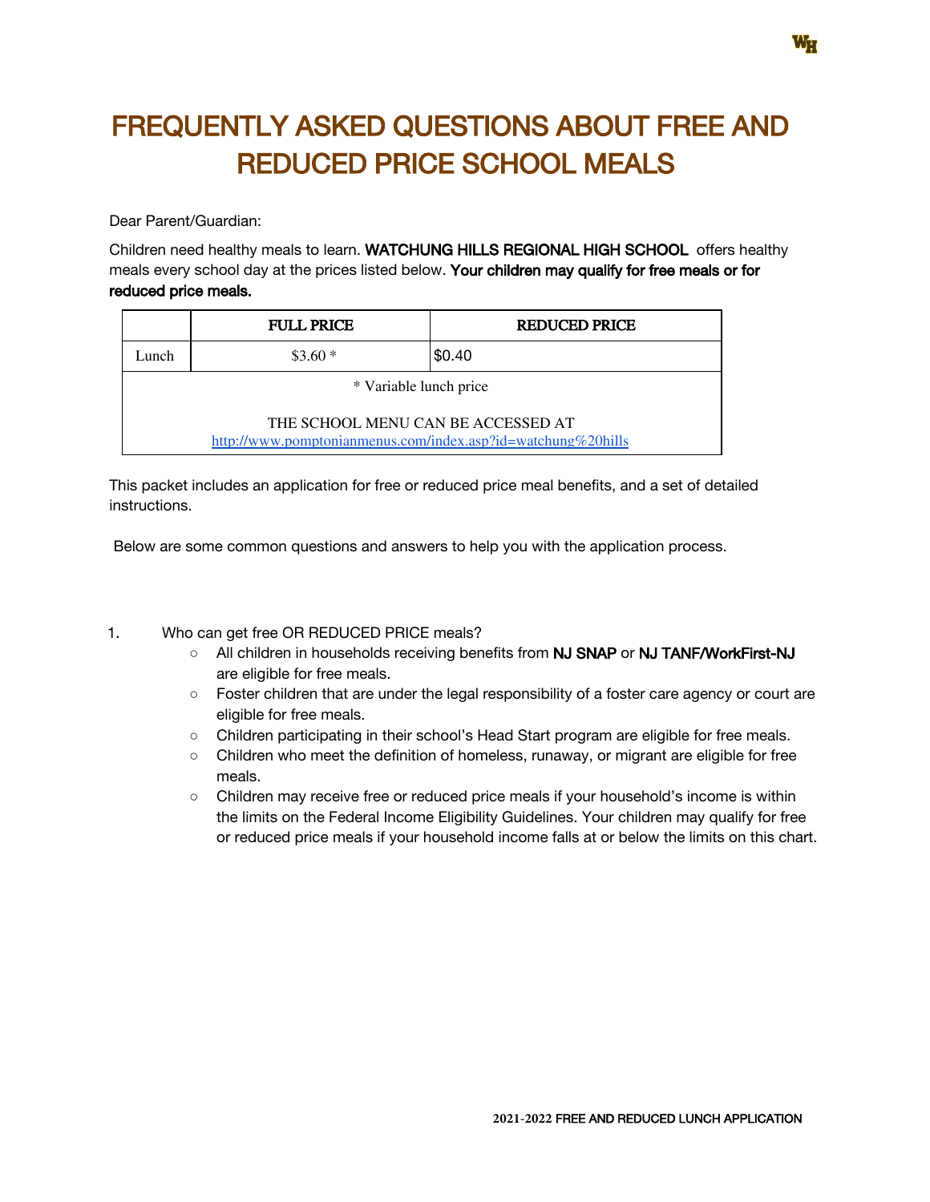# FREQUENTLY ASKED QUESTIONS ABOUT FREE AND REDUCED PRICE SCHOOL MEALS

Dear Parent/Guardian:

Children need healthy meals to learn. **WATCHUNG HILLS REGIONAL HIGH SCHOOL** offers healthy meals every school day at the prices listed below. **Your children may qualify for free meals or for reduced price meals.**

| | FULL PRICE | REDUCED PRICE |
|---|---|---|
| Lunch | $3.60 * | $0.40 |
| * Variable lunch price<br><br>THE SCHOOL MENU CAN BE ACCESSED AT<br>http://www.pomptonianmenus.com/index.asp?id=watchung%20hills | | |

This packet includes an application for free or reduced price meal benefits, and a set of detailed instructions.

Below are some common questions and answers to help you with the application process.

1. Who can get free OR REDUCED PRICE meals?
   - All children in households receiving benefits from **NJ SNAP** or **NJ TANF/WorkFirst-NJ** are eligible for free meals.
   - Foster children that are under the legal responsibility of a foster care agency or court are eligible for free meals.
   - Children participating in their school's Head Start program are eligible for free meals.
   - Children who meet the definition of homeless, runaway, or migrant are eligible for free meals.
   - Children may receive free or reduced price meals if your household's income is within the limits on the Federal Income Eligibility Guidelines. Your children may qualify for free or reduced price meals if your household income falls at or below the limits on this chart.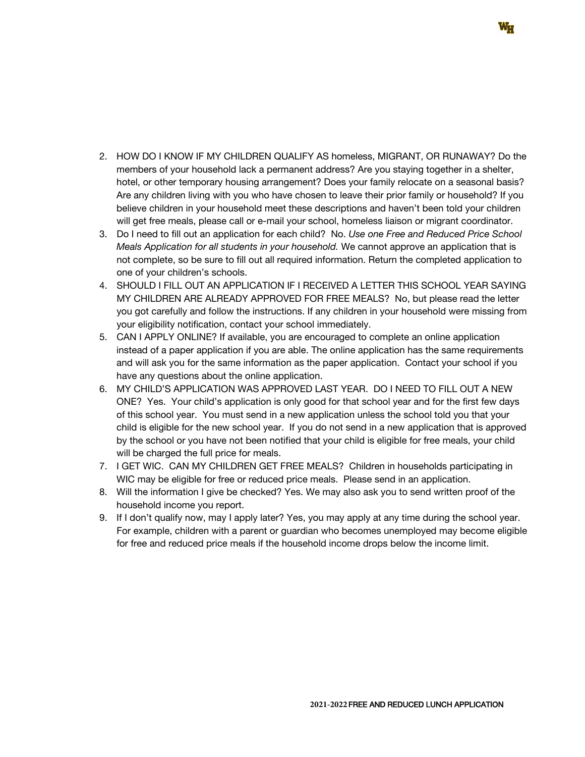2. HOW DO I KNOW IF MY CHILDREN QUALIFY AS homeless, MIGRANT, OR RUNAWAY? Do the members of your household lack a permanent address? Are you staying together in a shelter, hotel, or other temporary housing arrangement? Does your family relocate on a seasonal basis? Are any children living with you who have chosen to leave their prior family or household? If you believe children in your household meet these descriptions and haven't been told your children will get free meals, please call or e-mail your school, homeless liaison or migrant coordinator.
3. Do I need to fill out an application for each child? No. *Use one Free and Reduced Price School Meals Application for all students in your household.* We cannot approve an application that is not complete, so be sure to fill out all required information. Return the completed application to one of your children's schools.
4. SHOULD I FILL OUT AN APPLICATION IF I RECEIVED A LETTER THIS SCHOOL YEAR SAYING MY CHILDREN ARE ALREADY APPROVED FOR FREE MEALS? No, but please read the letter you got carefully and follow the instructions. If any children in your household were missing from your eligibility notification, contact your school immediately.
5. CAN I APPLY ONLINE? If available, you are encouraged to complete an online application instead of a paper application if you are able. The online application has the same requirements and will ask you for the same information as the paper application. Contact your school if you have any questions about the online application.
6. MY CHILD'S APPLICATION WAS APPROVED LAST YEAR. DO I NEED TO FILL OUT A NEW ONE? Yes. Your child's application is only good for that school year and for the first few days of this school year. You must send in a new application unless the school told you that your child is eligible for the new school year. If you do not send in a new application that is approved by the school or you have not been notified that your child is eligible for free meals, your child will be charged the full price for meals.
7. I GET WIC. CAN MY CHILDREN GET FREE MEALS? Children in households participating in WIC may be eligible for free or reduced price meals. Please send in an application.
8. Will the information I give be checked? Yes. We may also ask you to send written proof of the household income you report.
9. If I don't qualify now, may I apply later? Yes, you may apply at any time during the school year. For example, children with a parent or guardian who becomes unemployed may become eligible for free and reduced price meals if the household income drops below the income limit.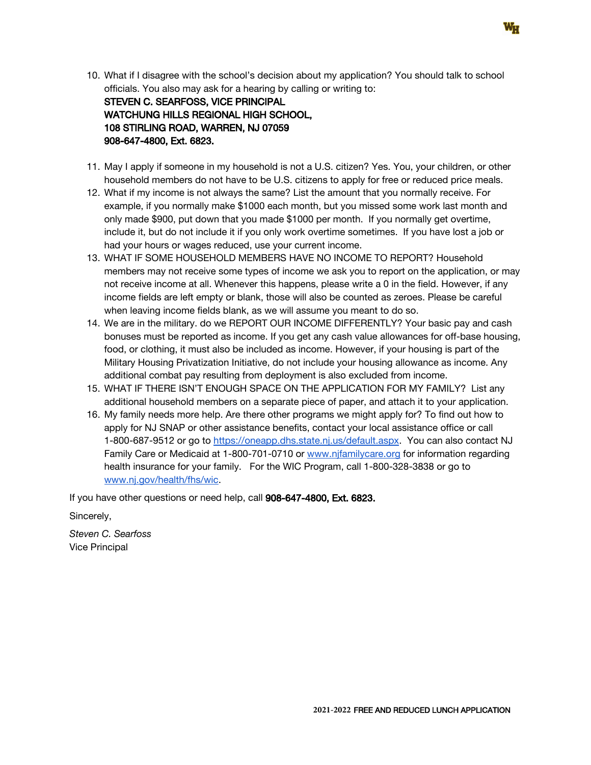10. What if I disagree with the school's decision about my application? You should talk to school officials. You also may ask for a hearing by calling or writing to:
    **STEVEN C. SEARFOSS, VICE PRINCIPAL**
    **WATCHUNG HILLS REGIONAL HIGH SCHOOL,**
    **108 STIRLING ROAD, WARREN, NJ 07059**
    **908-647-4800, Ext. 6823.**

11. May I apply if someone in my household is not a U.S. citizen? Yes. You, your children, or other household members do not have to be U.S. citizens to apply for free or reduced price meals.
12. What if my income is not always the same? List the amount that you normally receive. For example, if you normally make $1000 each month, but you missed some work last month and only made $900, put down that you made $1000 per month. If you normally get overtime, include it, but do not include it if you only work overtime sometimes. If you have lost a job or had your hours or wages reduced, use your current income.
13. WHAT IF SOME HOUSEHOLD MEMBERS HAVE NO INCOME TO REPORT? Household members may not receive some types of income we ask you to report on the application, or may not receive income at all. Whenever this happens, please write a 0 in the field. However, if any income fields are left empty or blank, those will also be counted as zeroes. Please be careful when leaving income fields blank, as we will assume you meant to do so.
14. We are in the military. do we REPORT OUR INCOME DIFFERENTLY? Your basic pay and cash bonuses must be reported as income. If you get any cash value allowances for off-base housing, food, or clothing, it must also be included as income. However, if your housing is part of the Military Housing Privatization Initiative, do not include your housing allowance as income. Any additional combat pay resulting from deployment is also excluded from income.
15. WHAT IF THERE ISN'T ENOUGH SPACE ON THE APPLICATION FOR MY FAMILY? List any additional household members on a separate piece of paper, and attach it to your application.
16. My family needs more help. Are there other programs we might apply for? To find out how to apply for NJ SNAP or other assistance benefits, contact your local assistance office or call 1-800-687-9512 or go to https://oneapp.dhs.state.nj.us/default.aspx. You can also contact NJ Family Care or Medicaid at 1-800-701-0710 or www.njfamilycare.org for information regarding health insurance for your family. For the WIC Program, call 1-800-328-3838 or go to www.nj.gov/health/fhs/wic.

If you have other questions or need help, call **908-647-4800, Ext. 6823.**

Sincerely,

*Steven C. Searfoss*
Vice Principal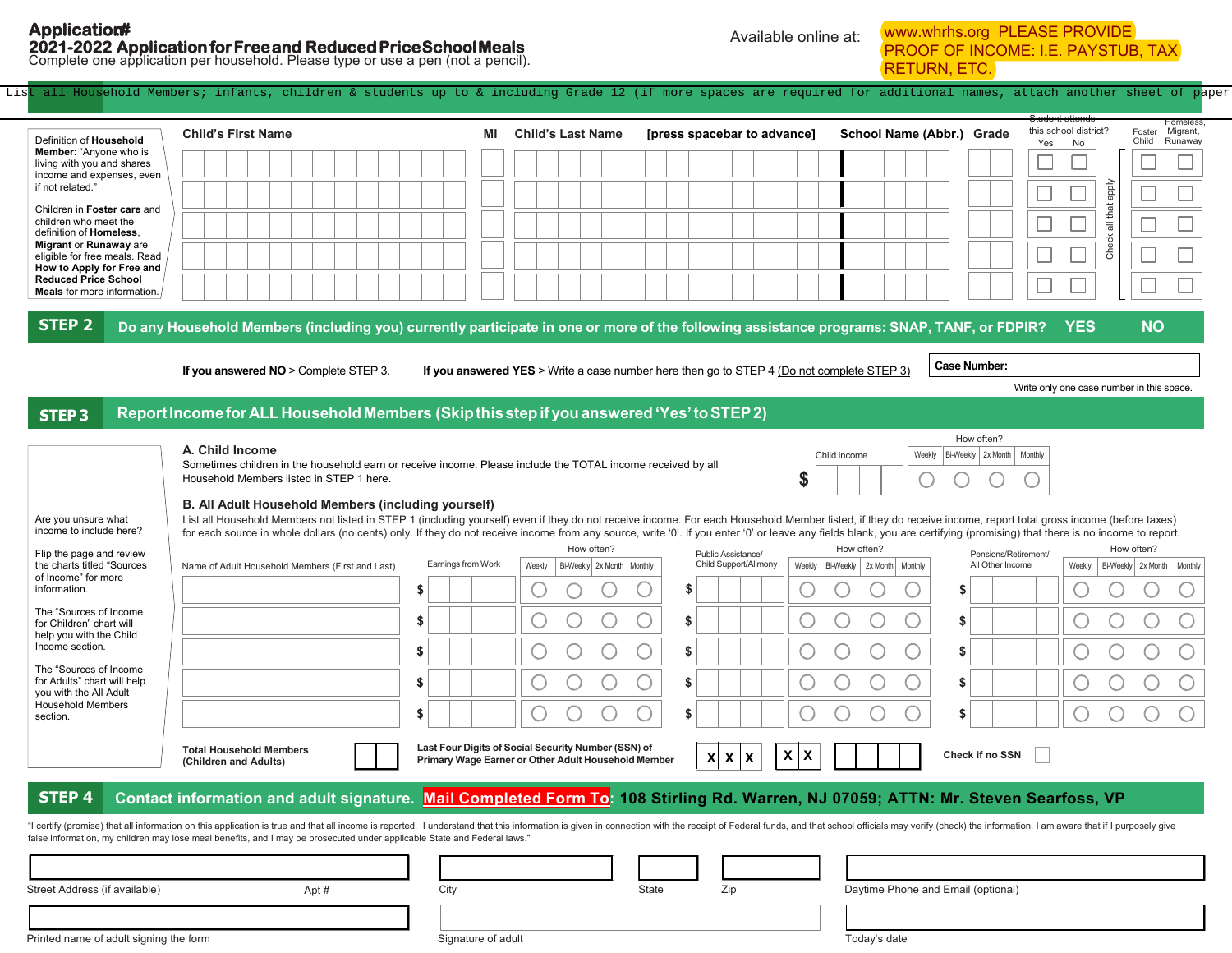**Application#**

**2021-2022 Application for Free and Reduced Price School Meals**

Complete one application per household. Please type or use a pen (not a pencil).

Available online at: www.whrhs.org PLEASE PROVIDE PROOF OF INCOME: I.E. PAYSTUB, TAX RETURN, ETC.

List all Household Members; infants, children & students up to & including Grade 12 (if more spaces are required for additional names, attach another sheet of paper

Definition of Household Member: "Anyone who is living with you and shares income and expenses, even if not related."

Children in **Foster care** and children who meet the definition of **Homeless**, **Migrant** or **Runaway** are eligible for free meals. Read **How to Apply for Free and Reduced Price School Meals** for more information.

| Child's First Name | MI | Child's Last Name [press spacebar to advance] | School Name (Abbr.) | Grade | Student attends this school district? Yes | No | Foster Child | Homeless, Migrant, Runaway |
|---|---|---|---|---|---|---|---|---|
| | | | | | ☐ | ☐ | ☐ | ☐ |
| | | | | | ☐ | ☐ | ☐ | ☐ |
| | | | | | ☐ | ☐ | ☐ | ☐ |
| | | | | | ☐ | ☐ | ☐ | ☐ |
| | | | | | ☐ | ☐ | ☐ | ☐ |

Check all that apply

## STEP 2 Do any Household Members (including you) currently participate in one or more of the following assistance programs: SNAP, TANF, or FDPIR? YES NO

**If you answered NO** > Complete STEP 3. **If you answered YES** > Write a case number here then go to STEP 4 (Do not complete STEP 3)

**Case Number:**

Write only one case number in this space.

## STEP 3 Report Income for ALL Household Members (Skip this step if you answered 'Yes' to STEP 2)

**A. Child Income**

Sometimes children in the household earn or receive income. Please include the TOTAL income received by all Household Members listed in STEP 1 here.

| Child income | How often? Weekly | Bi-Weekly | 2x Month | Monthly |
|---|---|---|---|---|
| $ | ○ | ○ | ○ | ○ |

**B. All Adult Household Members (including yourself)**

List all Household Members not listed in STEP 1 (including yourself) even if they do not receive income. For each Household Member listed, if they do receive income, report total gross income (before taxes) for each source in whole dollars (no cents) only. If they do not receive income from any source, write '0'. If you enter '0' or leave any fields blank, you are certifying (promising) that there is no income to report.

Are you unsure what income to include here?

Flip the page and review the charts titled "Sources of Income" for more information.

The "Sources of Income for Children" chart will help you with the Child Income section.

The "Sources of Income for Adults" chart will help you with the All Adult Household Members section.

| Name of Adult Household Members (First and Last) | Earnings from Work | Weekly | Bi-Weekly | 2x Month | Monthly | Public Assistance/ Child Support/Alimony | Weekly | Bi-Weekly | 2x Month | Monthly | Pensions/Retirement/ All Other Income | Weekly | Bi-Weekly | 2x Month | Monthly |
|---|---|---|---|---|---|---|---|---|---|---|---|---|---|---|---|
| | $ | ○ | ○ | ○ | ○ | $ | ○ | ○ | ○ | ○ | $ | ○ | ○ | ○ | ○ |
| | $ | ○ | ○ | ○ | ○ | $ | ○ | ○ | ○ | ○ | $ | ○ | ○ | ○ | ○ |
| | $ | ○ | ○ | ○ | ○ | $ | ○ | ○ | ○ | ○ | $ | ○ | ○ | ○ | ○ |
| | $ | ○ | ○ | ○ | ○ | $ | ○ | ○ | ○ | ○ | $ | ○ | ○ | ○ | ○ |
| | $ | ○ | ○ | ○ | ○ | $ | ○ | ○ | ○ | ○ | $ | ○ | ○ | ○ | ○ |

**Total Household Members (Children and Adults)**

**Last Four Digits of Social Security Number (SSN) of Primary Wage Earner or Other Adult Household Member** X X X X X

**Check if no SSN** ☐

## STEP 4 Contact information and adult signature. Mail Completed Form To: 108 Stirling Rd. Warren, NJ 07059; ATTN: Mr. Steven Searfoss, VP

"I certify (promise) that all information on this application is true and that all income is reported. I understand that this information is given in connection with the receipt of Federal funds, and that school officials may verify (check) the information. I am aware that if I purposely give false information, my children may lose meal benefits, and I may be prosecuted under applicable State and Federal laws."

Street Address (if available) Apt # City State Zip Daytime Phone and Email (optional)

Printed name of adult signing the form Signature of adult Today's date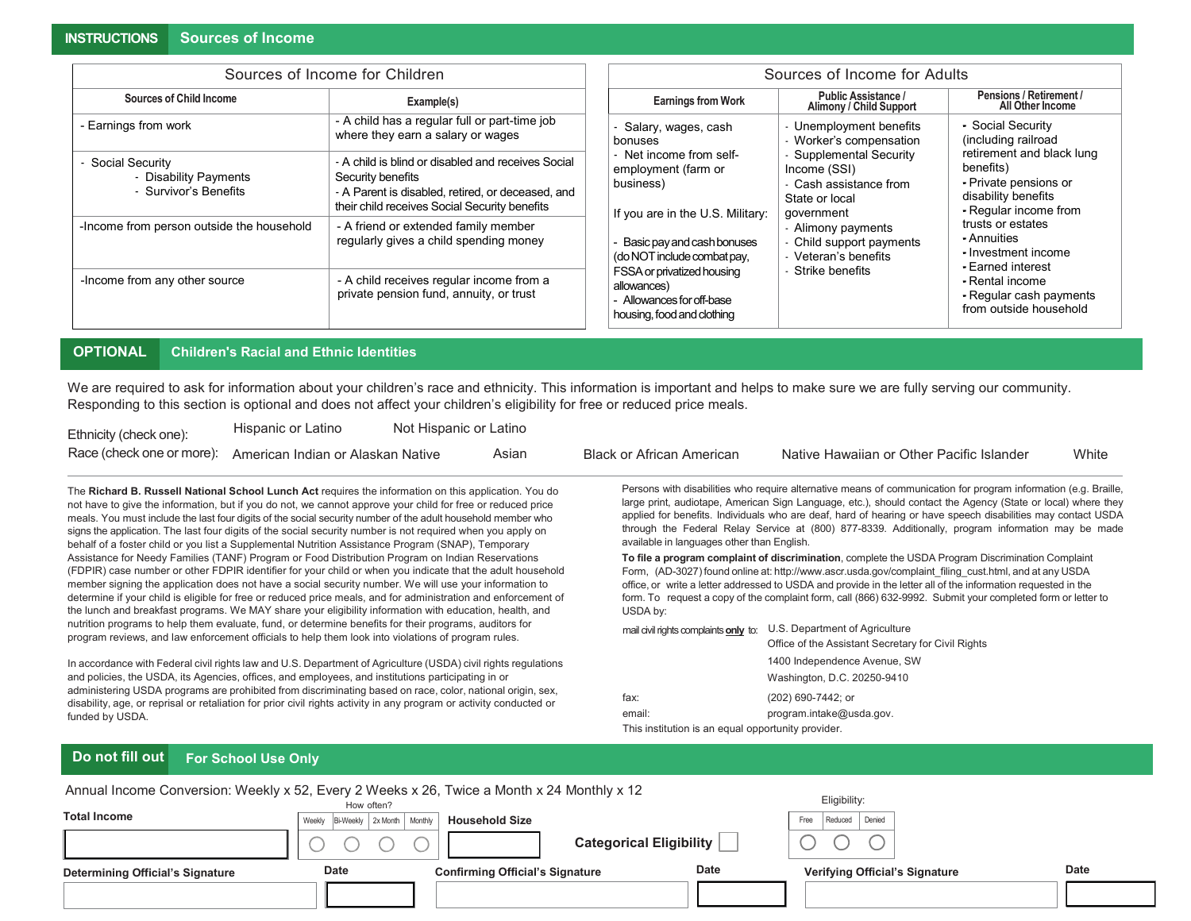## INSTRUCTIONS Sources of Income

### Sources of Income for Children

| Sources of Child Income | Example(s) |
|---|---|
| - Earnings from work | - A child has a regular full or part-time job where they earn a salary or wages |
| - Social Security<br>- Disability Payments<br>- Survivor's Benefits | - A child is blind or disabled and receives Social Security benefits<br>- A Parent is disabled, retired, or deceased, and their child receives Social Security benefits |
| -Income from person outside the household | - A friend or extended family member regularly gives a child spending money |
| -Income from any other source | - A child receives regular income from a private pension fund, annuity, or trust |

### Sources of Income for Adults

| Earnings from Work | Public Assistance / Alimony / Child Support | Pensions / Retirement / All Other Income |
|---|---|---|
| - Salary, wages, cash bonuses<br>- Net income from self-employment (farm or business)<br><br>If you are in the U.S. Military:<br><br>- Basic pay and cash bonuses (do NOT include combat pay, FSSA or privatized housing allowances)<br>- Allowances for off-base housing, food and clothing | - Unemployment benefits<br>- Worker's compensation<br>- Supplemental Security Income (SSI)<br>- Cash assistance from State or local government<br>- Alimony payments<br>- Child support payments<br>- Veteran's benefits<br>- Strike benefits | - Social Security (including railroad retirement and black lung benefits)<br>- Private pensions or disability benefits<br>- Regular income from trusts or estates<br>- Annuities<br>- Investment income<br>- Earned interest<br>- Rental income<br>- Regular cash payments from outside household |

## OPTIONAL Children's Racial and Ethnic Identities

We are required to ask for information about your children's race and ethnicity. This information is important and helps to make sure we are fully serving our community. Responding to this section is optional and does not affect your children's eligibility for free or reduced price meals.

Ethnicity (check one): Hispanic or Latino Not Hispanic or Latino

Race (check one or more): American Indian or Alaskan Native Asian Black or African American Native Hawaiian or Other Pacific Islander White

The **Richard B. Russell National School Lunch Act** requires the information on this application. You do not have to give the information, but if you do not, we cannot approve your child for free or reduced price meals. You must include the last four digits of the social security number of the adult household member who signs the application. The last four digits of the social security number is not required when you apply on behalf of a foster child or you list a Supplemental Nutrition Assistance Program (SNAP), Temporary Assistance for Needy Families (TANF) Program or Food Distribution Program on Indian Reservations (FDPIR) case number or other FDPIR identifier for your child or when you indicate that the adult household member signing the application does not have a social security number. We will use your information to determine if your child is eligible for free or reduced price meals, and for administration and enforcement of the lunch and breakfast programs. We MAY share your eligibility information with education, health, and nutrition programs to help them evaluate, fund, or determine benefits for their programs, auditors for program reviews, and law enforcement officials to help them look into violations of program rules.

In accordance with Federal civil rights law and U.S. Department of Agriculture (USDA) civil rights regulations and policies, the USDA, its Agencies, offices, and employees, and institutions participating in or administering USDA programs are prohibited from discriminating based on race, color, national origin, sex, disability, age, or reprisal or retaliation for prior civil rights activity in any program or activity conducted or funded by USDA.

Persons with disabilities who require alternative means of communication for program information (e.g. Braille, large print, audiotape, American Sign Language, etc.), should contact the Agency (State or local) where they applied for benefits. Individuals who are deaf, hard of hearing or have speech disabilities may contact USDA through the Federal Relay Service at (800) 877-8339. Additionally, program information may be made available in languages other than English.

**To file a program complaint of discrimination**, complete the USDA Program Discrimination Complaint Form, (AD-3027) found online at: http://www.ascr.usda.gov/complaint_filing_cust.html, and at any USDA office, or write a letter addressed to USDA and provide in the letter all of the information requested in the form. To request a copy of the complaint form, call (866) 632-9992. Submit your completed form or letter to USDA by:

mail civil rights complaints **only** to: U.S. Department of Agriculture
Office of the Assistant Secretary for Civil Rights
1400 Independence Avenue, SW
Washington, D.C. 20250-9410

fax: (202) 690-7442; or

email: program.intake@usda.gov.

This institution is an equal opportunity provider.

## Do not fill out For School Use Only

Annual Income Conversion: Weekly x 52, Every 2 Weeks x 26, Twice a Month x 24 Monthly x 12

Total Income

How often? Weekly Bi-Weekly 2x Month Monthly

Household Size

Categorical Eligibility

Eligibility: Free Reduced Denied

Determining Official's Signature Date

Confirming Official's Signature Date

Verifying Official's Signature Date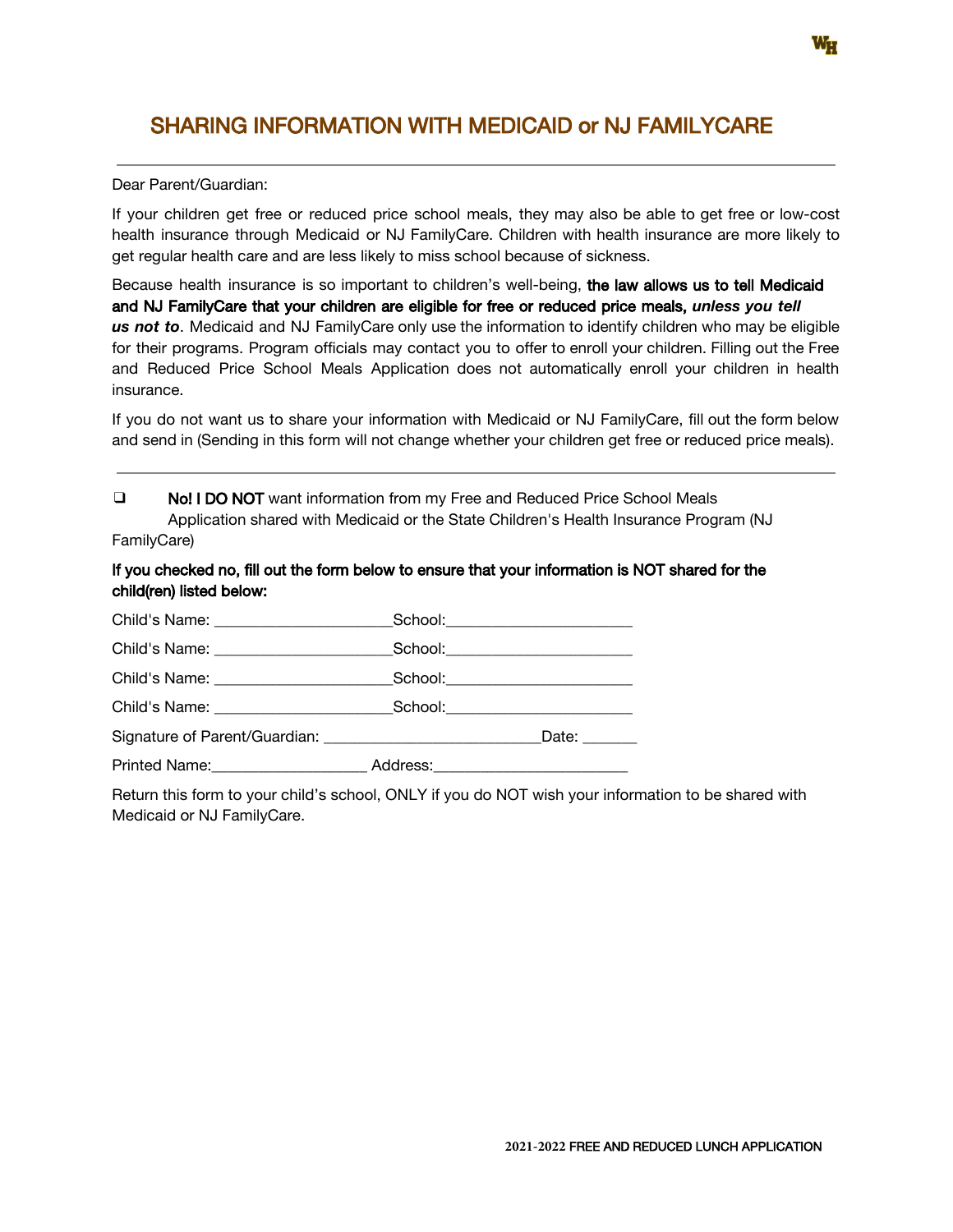# SHARING INFORMATION WITH MEDICAID or NJ FAMILYCARE

---

Dear Parent/Guardian:

If your children get free or reduced price school meals, they may also be able to get free or low-cost health insurance through Medicaid or NJ FamilyCare. Children with health insurance are more likely to get regular health care and are less likely to miss school because of sickness.

Because health insurance is so important to children's well-being, **the law allows us to tell Medicaid and NJ FamilyCare that your children are eligible for free or reduced price meals, *unless you tell us not to***. Medicaid and NJ FamilyCare only use the information to identify children who may be eligible for their programs. Program officials may contact you to offer to enroll your children. Filling out the Free and Reduced Price School Meals Application does not automatically enroll your children in health insurance.

If you do not want us to share your information with Medicaid or NJ FamilyCare, fill out the form below and send in (Sending in this form will not change whether your children get free or reduced price meals).

---

❑ **No! I DO NOT** want information from my Free and Reduced Price School Meals Application shared with Medicaid or the State Children's Health Insurance Program (NJ FamilyCare)

**If you checked no, fill out the form below to ensure that your information is NOT shared for the child(ren) listed below:**

Child's Name: ______________________School:______________________

Child's Name: ______________________School:______________________

Child's Name: ______________________School:______________________

Child's Name: ______________________School:______________________

Signature of Parent/Guardian: ___________________________Date: _______

Printed Name:___________________ Address:________________________

Return this form to your child's school, ONLY if you do NOT wish your information to be shared with Medicaid or NJ FamilyCare.